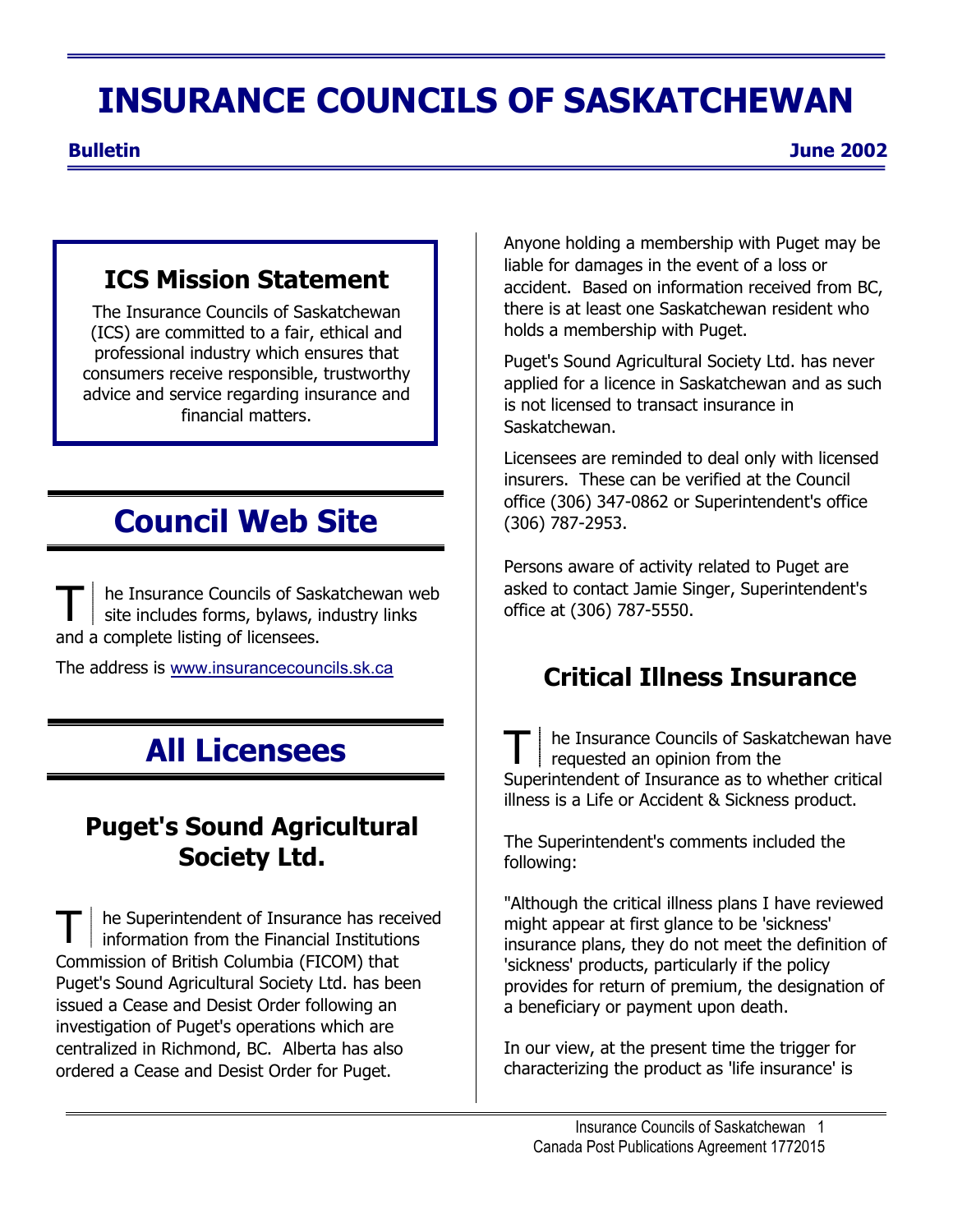# INSURANCE COUNCILS OF SASKATCHEWAN

**Bulletin** **June 2002**

## ICS Mission Statement

The Insurance Councils of Saskatchewan (ICS) are committed to a fair, ethical and professional industry which ensures that consumers receive responsible, trustworthy advice and service regarding insurance and financial matters.

# Council Web Site

The Insurance Councils of Saskatchewan web site includes forms, bylaws, industry links and a complete listing of licensees.

The address is www.insurancecouncils.sk.ca

# All Licensees

## Puget's Sound Agricultural Society Ltd.

The Superintendent of Insurance has received information from the Financial Institutions Commission of British Columbia (FICOM) that Puget's Sound Agricultural Society Ltd. has been issued a Cease and Desist Order following an investigation of Puget's operations which are centralized in Richmond, BC. Alberta has also ordered a Cease and Desist Order for Puget.

Anyone holding a membership with Puget may be liable for damages in the event of a loss or accident. Based on information received from BC, there is at least one Saskatchewan resident who holds a membership with Puget.

Puget's Sound Agricultural Society Ltd. has never applied for a licence in Saskatchewan and as such is not licensed to transact insurance in Saskatchewan.

Licensees are reminded to deal only with licensed insurers. These can be verified at the Council office (306) 347-0862 or Superintendent's office (306) 787-2953.

Persons aware of activity related to Puget are asked to contact Jamie Singer, Superintendent's office at (306) 787-5550.

## Critical Illness Insurance

The Insurance Councils of Saskatchewan have requested an opinion from the Superintendent of Insurance as to whether critical illness is a Life or Accident & Sickness product.

The Superintendent's comments included the following:

"Although the critical illness plans I have reviewed might appear at first glance to be 'sickness' insurance plans, they do not meet the definition of 'sickness' products, particularly if the policy provides for return of premium, the designation of a beneficiary or payment upon death.

In our view, at the present time the trigger for characterizing the product as 'life insurance' is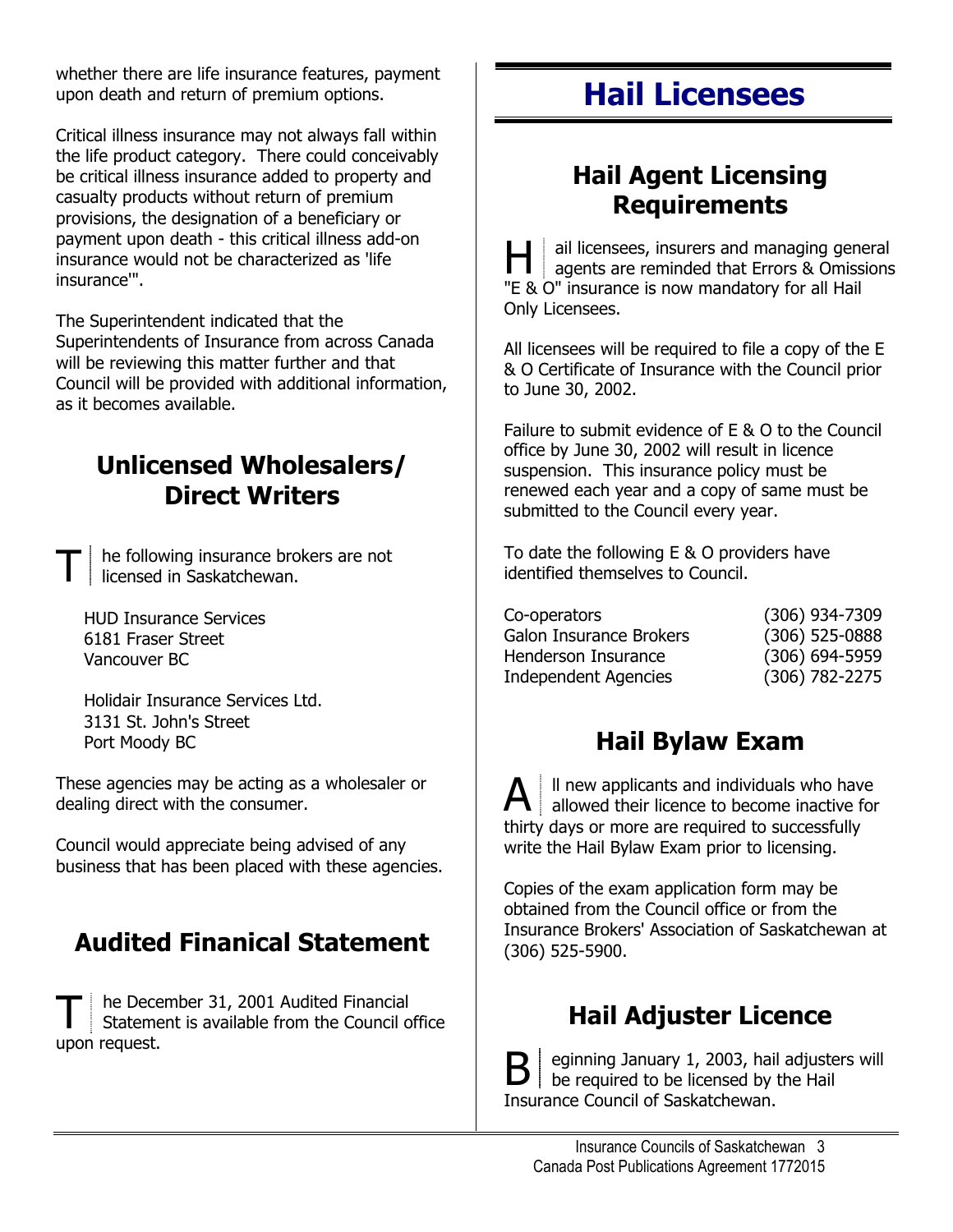whether there are life insurance features, payment upon death and return of premium options.

Critical illness insurance may not always fall within the life product category. There could conceivably be critical illness insurance added to property and casualty products without return of premium provisions, the designation of a beneficiary or payment upon death - this critical illness add-on insurance would not be characterized as 'life insurance'".

The Superintendent indicated that the Superintendents of Insurance from across Canada will be reviewing this matter further and that Council will be provided with additional information, as it becomes available.

## Unlicensed Wholesalers/ Direct Writers

The following insurance brokers are not licensed in Saskatchewan.

HUD Insurance Services
6181 Fraser Street
Vancouver BC

Holidair Insurance Services Ltd.
3131 St. John's Street
Port Moody BC

These agencies may be acting as a wholesaler or dealing direct with the consumer.

Council would appreciate being advised of any business that has been placed with these agencies.

## Audited Finanical Statement

The December 31, 2001 Audited Financial Statement is available from the Council office upon request.

# Hail Licensees

## Hail Agent Licensing Requirements

Hail licensees, insurers and managing general agents are reminded that Errors & Omissions "E & O" insurance is now mandatory for all Hail Only Licensees.

All licensees will be required to file a copy of the E & O Certificate of Insurance with the Council prior to June 30, 2002.

Failure to submit evidence of E & O to the Council office by June 30, 2002 will result in licence suspension. This insurance policy must be renewed each year and a copy of same must be submitted to the Council every year.

To date the following E & O providers have identified themselves to Council.

| | |
|---|---|
| Co-operators | (306) 934-7309 |
| Galon Insurance Brokers | (306) 525-0888 |
| Henderson Insurance | (306) 694-5959 |
| Independent Agencies | (306) 782-2275 |

## Hail Bylaw Exam

All new applicants and individuals who have allowed their licence to become inactive for thirty days or more are required to successfully write the Hail Bylaw Exam prior to licensing.

Copies of the exam application form may be obtained from the Council office or from the Insurance Brokers' Association of Saskatchewan at (306) 525-5900.

## Hail Adjuster Licence

Beginning January 1, 2003, hail adjusters will be required to be licensed by the Hail Insurance Council of Saskatchewan.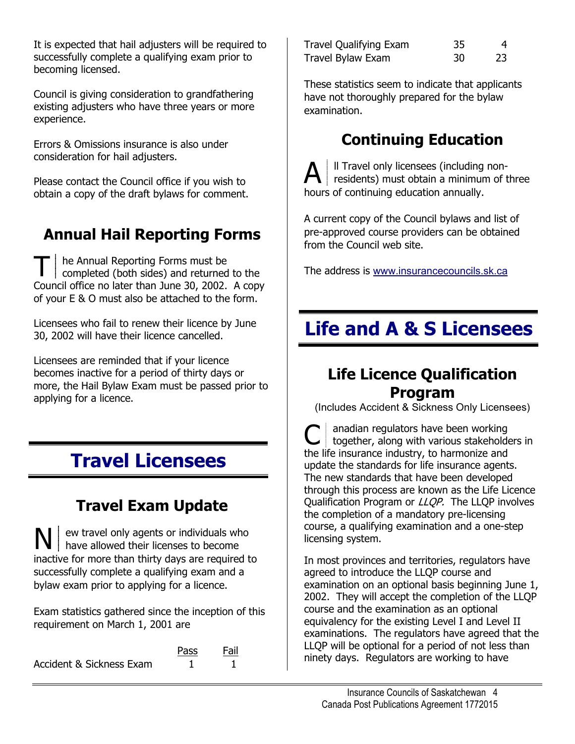It is expected that hail adjusters will be required to successfully complete a qualifying exam prior to becoming licensed.

Council is giving consideration to grandfathering existing adjusters who have three years or more experience.

Errors & Omissions insurance is also under consideration for hail adjusters.

Please contact the Council office if you wish to obtain a copy of the draft bylaws for comment.

## Annual Hail Reporting Forms

The Annual Reporting Forms must be completed (both sides) and returned to the Council office no later than June 30, 2002. A copy of your E & O must also be attached to the form.

Licensees who fail to renew their licence by June 30, 2002 will have their licence cancelled.

Licensees are reminded that if your licence becomes inactive for a period of thirty days or more, the Hail Bylaw Exam must be passed prior to applying for a licence.

# Travel Licensees

## Travel Exam Update

New travel only agents or individuals who have allowed their licenses to become inactive for more than thirty days are required to successfully complete a qualifying exam and a bylaw exam prior to applying for a licence.

Exam statistics gathered since the inception of this requirement on March 1, 2001 are

| | Pass | Fail |
|---|---|---|
| Accident & Sickness Exam | 1 | 1 |
| Travel Qualifying Exam | 35 | 4 |
| Travel Bylaw Exam | 30 | 23 |

These statistics seem to indicate that applicants have not thoroughly prepared for the bylaw examination.

## Continuing Education

All Travel only licensees (including non-residents) must obtain a minimum of three hours of continuing education annually.

A current copy of the Council bylaws and list of pre-approved course providers can be obtained from the Council web site.

The address is www.insurancecouncils.sk.ca

# Life and A & S Licensees

## Life Licence Qualification Program

(Includes Accident & Sickness Only Licensees)

Canadian regulators have been working together, along with various stakeholders in the life insurance industry, to harmonize and update the standards for life insurance agents. The new standards that have been developed through this process are known as the Life Licence Qualification Program or *LLQP.* The LLQP involves the completion of a mandatory pre-licensing course, a qualifying examination and a one-step licensing system.

In most provinces and territories, regulators have agreed to introduce the LLQP course and examination on an optional basis beginning June 1, 2002. They will accept the completion of the LLQP course and the examination as an optional equivalency for the existing Level I and Level II examinations. The regulators have agreed that the LLQP will be optional for a period of not less than ninety days. Regulators are working to have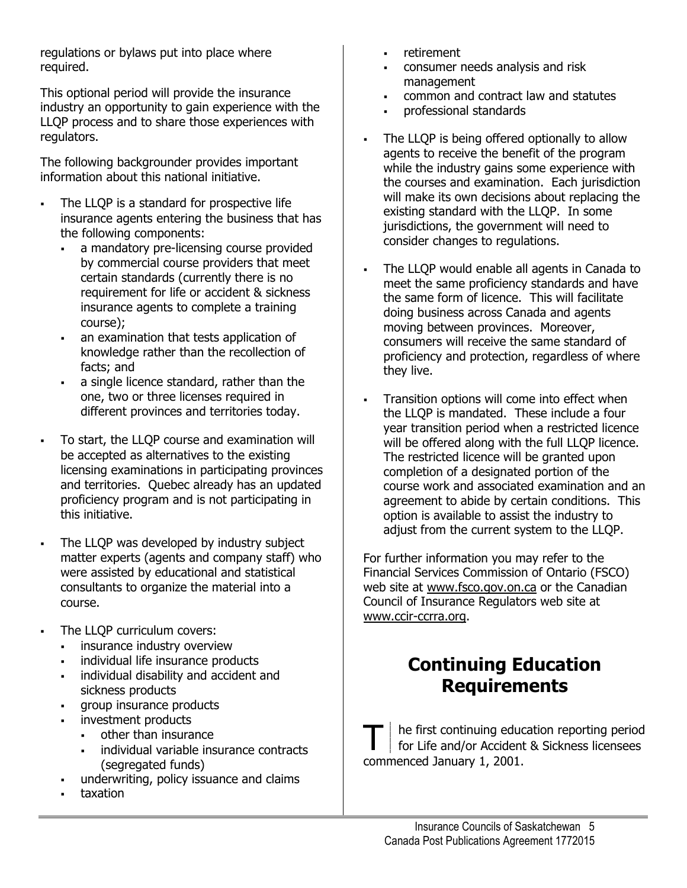regulations or bylaws put into place where required.

This optional period will provide the insurance industry an opportunity to gain experience with the LLQP process and to share those experiences with regulators.

The following backgrounder provides important information about this national initiative.

- The LLQP is a standard for prospective life insurance agents entering the business that has the following components:
  - a mandatory pre-licensing course provided by commercial course providers that meet certain standards (currently there is no requirement for life or accident & sickness insurance agents to complete a training course);
  - an examination that tests application of knowledge rather than the recollection of facts; and
  - a single licence standard, rather than the one, two or three licenses required in different provinces and territories today.
- To start, the LLQP course and examination will be accepted as alternatives to the existing licensing examinations in participating provinces and territories. Quebec already has an updated proficiency program and is not participating in this initiative.
- The LLQP was developed by industry subject matter experts (agents and company staff) who were assisted by educational and statistical consultants to organize the material into a course.
- The LLQP curriculum covers:
  - insurance industry overview
  - individual life insurance products
  - individual disability and accident and sickness products
  - group insurance products
  - investment products
    - other than insurance
    - individual variable insurance contracts (segregated funds)
  - underwriting, policy issuance and claims
  - taxation
  - retirement
  - consumer needs analysis and risk management
  - common and contract law and statutes
  - professional standards
- The LLQP is being offered optionally to allow agents to receive the benefit of the program while the industry gains some experience with the courses and examination. Each jurisdiction will make its own decisions about replacing the existing standard with the LLQP. In some jurisdictions, the government will need to consider changes to regulations.
- The LLQP would enable all agents in Canada to meet the same proficiency standards and have the same form of licence. This will facilitate doing business across Canada and agents moving between provinces. Moreover, consumers will receive the same standard of proficiency and protection, regardless of where they live.
- Transition options will come into effect when the LLQP is mandated. These include a four year transition period when a restricted licence will be offered along with the full LLQP licence. The restricted licence will be granted upon completion of a designated portion of the course work and associated examination and an agreement to abide by certain conditions. This option is available to assist the industry to adjust from the current system to the LLQP.

For further information you may refer to the Financial Services Commission of Ontario (FSCO) web site at www.fsco.gov.on.ca or the Canadian Council of Insurance Regulators web site at www.ccir-ccrra.org.

# Continuing Education Requirements

The first continuing education reporting period for Life and/or Accident & Sickness licensees commenced January 1, 2001.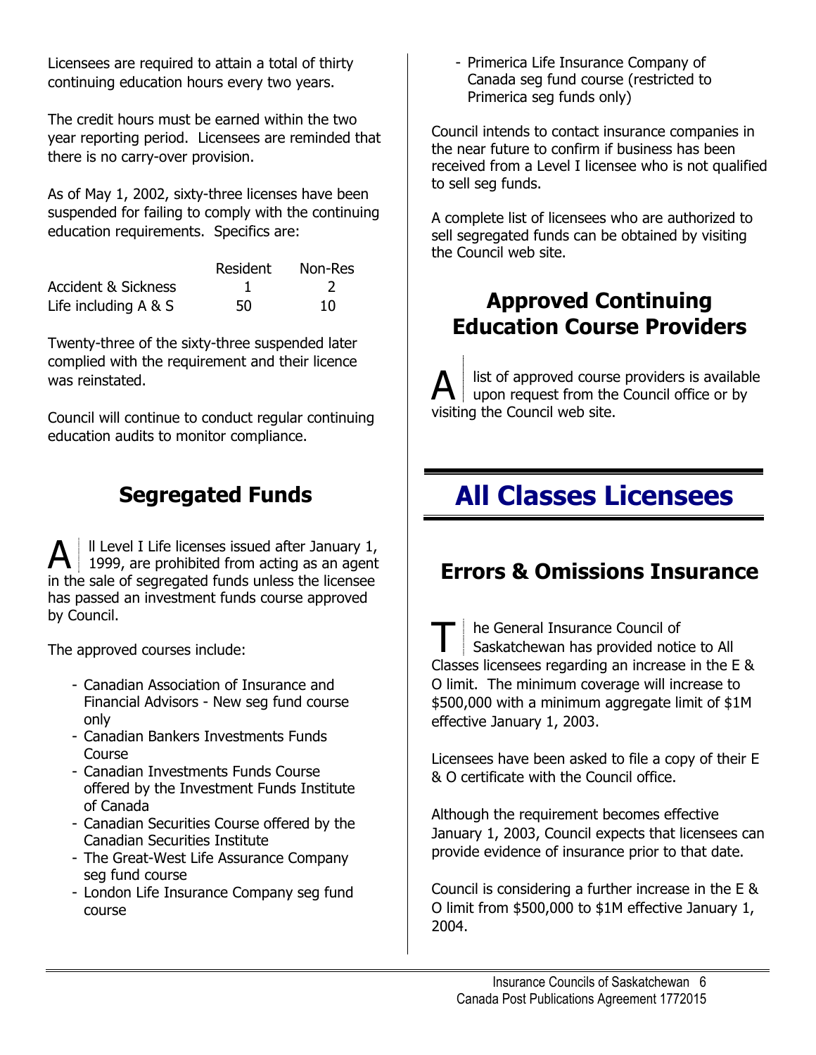Licensees are required to attain a total of thirty continuing education hours every two years.

The credit hours must be earned within the two year reporting period. Licensees are reminded that there is no carry-over provision.

As of May 1, 2002, sixty-three licenses have been suspended for failing to comply with the continuing education requirements. Specifics are:

| | Resident | Non-Res |
|---|---|---|
| Accident & Sickness | 1 | 2 |
| Life including A & S | 50 | 10 |

Twenty-three of the sixty-three suspended later complied with the requirement and their licence was reinstated.

Council will continue to conduct regular continuing education audits to monitor compliance.

## Segregated Funds

All Level I Life licenses issued after January 1, 1999, are prohibited from acting as an agent in the sale of segregated funds unless the licensee has passed an investment funds course approved by Council.

The approved courses include:

- Canadian Association of Insurance and Financial Advisors - New seg fund course only
- Canadian Bankers Investments Funds Course
- Canadian Investments Funds Course offered by the Investment Funds Institute of Canada
- Canadian Securities Course offered by the Canadian Securities Institute
- The Great-West Life Assurance Company seg fund course
- London Life Insurance Company seg fund course
- Primerica Life Insurance Company of Canada seg fund course (restricted to Primerica seg funds only)

Council intends to contact insurance companies in the near future to confirm if business has been received from a Level I licensee who is not qualified to sell seg funds.

A complete list of licensees who are authorized to sell segregated funds can be obtained by visiting the Council web site.

## Approved Continuing Education Course Providers

A list of approved course providers is available upon request from the Council office or by visiting the Council web site.

# All Classes Licensees

## Errors & Omissions Insurance

The General Insurance Council of Saskatchewan has provided notice to All Classes licensees regarding an increase in the E & O limit. The minimum coverage will increase to $500,000 with a minimum aggregate limit of $1M effective January 1, 2003.

Licensees have been asked to file a copy of their E & O certificate with the Council office.

Although the requirement becomes effective January 1, 2003, Council expects that licensees can provide evidence of insurance prior to that date.

Council is considering a further increase in the E & O limit from $500,000 to $1M effective January 1, 2004.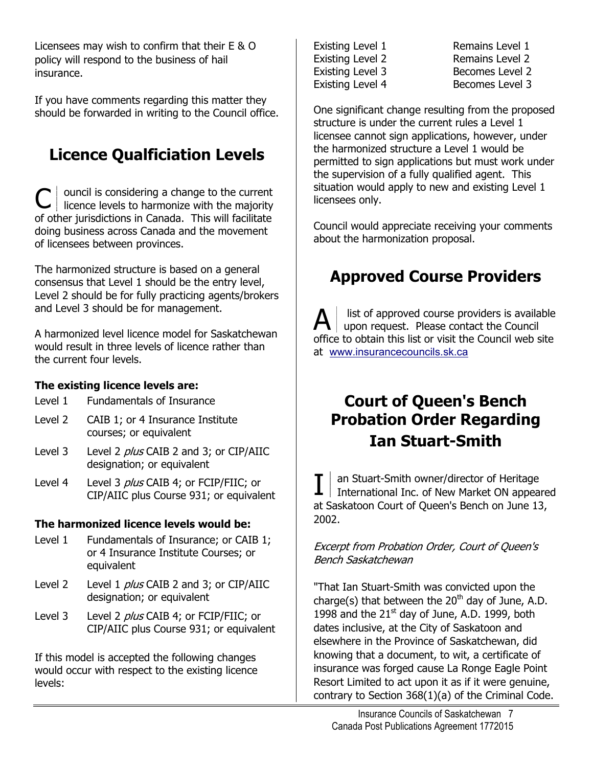Licensees may wish to confirm that their E & O policy will respond to the business of hail insurance.

If you have comments regarding this matter they should be forwarded in writing to the Council office.

## Licence Qualficiation Levels

Council is considering a change to the current licence levels to harmonize with the majority of other jurisdictions in Canada. This will facilitate doing business across Canada and the movement of licensees between provinces.

The harmonized structure is based on a general consensus that Level 1 should be the entry level, Level 2 should be for fully practicing agents/brokers and Level 3 should be for management.

A harmonized level licence model for Saskatchewan would result in three levels of licence rather than the current four levels.

**The existing licence levels are:**

| | |
|---|---|
| Level 1 | Fundamentals of Insurance |
| Level 2 | CAIB 1; or 4 Insurance Institute courses; or equivalent |
| Level 3 | Level 2 *plus* CAIB 2 and 3; or CIP/AIIC designation; or equivalent |
| Level 4 | Level 3 *plus* CAIB 4; or FCIP/FIIC; or CIP/AIIC plus Course 931; or equivalent |

**The harmonized licence levels would be:**

| | |
|---|---|
| Level 1 | Fundamentals of Insurance; or CAIB 1; or 4 Insurance Institute Courses; or equivalent |
| Level 2 | Level 1 *plus* CAIB 2 and 3; or CIP/AIIC designation; or equivalent |
| Level 3 | Level 2 *plus* CAIB 4; or FCIP/FIIC; or CIP/AIIC plus Course 931; or equivalent |

If this model is accepted the following changes would occur with respect to the existing licence levels:

| | |
|---|---|
| Existing Level 1 | Remains Level 1 |
| Existing Level 2 | Remains Level 2 |
| Existing Level 3 | Becomes Level 2 |
| Existing Level 4 | Becomes Level 3 |

One significant change resulting from the proposed structure is under the current rules a Level 1 licensee cannot sign applications, however, under the harmonized structure a Level 1 would be permitted to sign applications but must work under the supervision of a fully qualified agent. This situation would apply to new and existing Level 1 licensees only.

Council would appreciate receiving your comments about the harmonization proposal.

## Approved Course Providers

A list of approved course providers is available upon request. Please contact the Council office to obtain this list or visit the Council web site at www.insurancecouncils.sk.ca

## Court of Queen's Bench Probation Order Regarding Ian Stuart-Smith

Ian Stuart-Smith owner/director of Heritage International Inc. of New Market ON appeared at Saskatoon Court of Queen's Bench on June 13, 2002.

*Excerpt from Probation Order, Court of Queen's Bench Saskatchewan*

"That Ian Stuart-Smith was convicted upon the charge(s) that between the 20th day of June, A.D. 1998 and the 21st day of June, A.D. 1999, both dates inclusive, at the City of Saskatoon and elsewhere in the Province of Saskatchewan, did knowing that a document, to wit, a certificate of insurance was forged cause La Ronge Eagle Point Resort Limited to act upon it as if it were genuine, contrary to Section 368(1)(a) of the Criminal Code.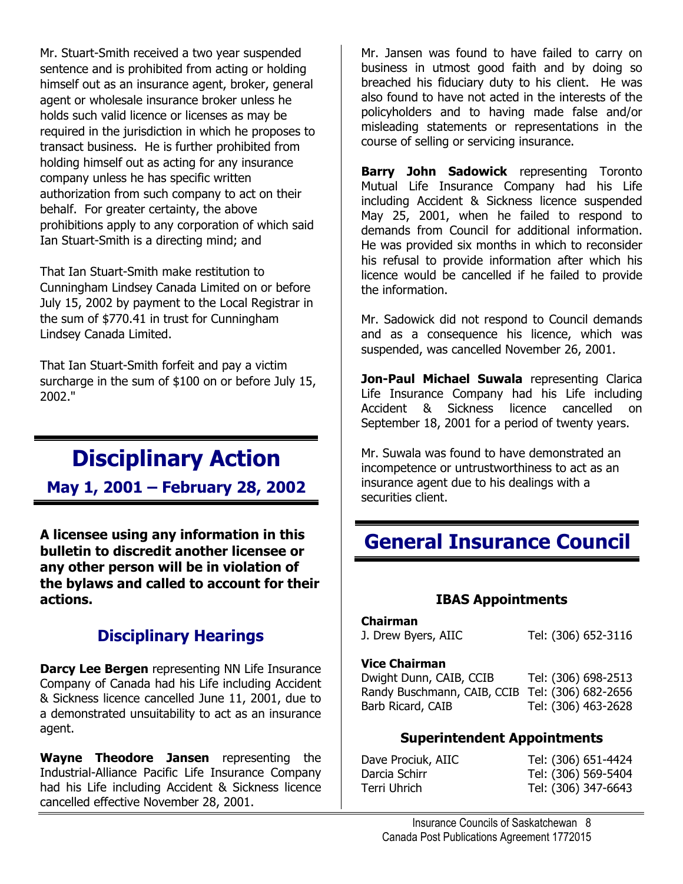Mr. Stuart-Smith received a two year suspended sentence and is prohibited from acting or holding himself out as an insurance agent, broker, general agent or wholesale insurance broker unless he holds such valid licence or licenses as may be required in the jurisdiction in which he proposes to transact business. He is further prohibited from holding himself out as acting for any insurance company unless he has specific written authorization from such company to act on their behalf. For greater certainty, the above prohibitions apply to any corporation of which said Ian Stuart-Smith is a directing mind; and

That Ian Stuart-Smith make restitution to Cunningham Lindsey Canada Limited on or before July 15, 2002 by payment to the Local Registrar in the sum of $770.41 in trust for Cunningham Lindsey Canada Limited.

That Ian Stuart-Smith forfeit and pay a victim surcharge in the sum of $100 on or before July 15, 2002."

# Disciplinary Action

## May 1, 2001 – February 28, 2002

**A licensee using any information in this bulletin to discredit another licensee or any other person will be in violation of the bylaws and called to account for their actions.**

### Disciplinary Hearings

**Darcy Lee Bergen** representing NN Life Insurance Company of Canada had his Life including Accident & Sickness licence cancelled June 11, 2001, due to a demonstrated unsuitability to act as an insurance agent.

**Wayne Theodore Jansen** representing the Industrial-Alliance Pacific Life Insurance Company had his Life including Accident & Sickness licence cancelled effective November 28, 2001.

Mr. Jansen was found to have failed to carry on business in utmost good faith and by doing so breached his fiduciary duty to his client. He was also found to have not acted in the interests of the policyholders and to having made false and/or misleading statements or representations in the course of selling or servicing insurance.

**Barry John Sadowick** representing Toronto Mutual Life Insurance Company had his Life including Accident & Sickness licence suspended May 25, 2001, when he failed to respond to demands from Council for additional information. He was provided six months in which to reconsider his refusal to provide information after which his licence would be cancelled if he failed to provide the information.

Mr. Sadowick did not respond to Council demands and as a consequence his licence, which was suspended, was cancelled November 26, 2001.

**Jon-Paul Michael Suwala** representing Clarica Life Insurance Company had his Life including Accident & Sickness licence cancelled on September 18, 2001 for a period of twenty years.

Mr. Suwala was found to have demonstrated an incompetence or untrustworthiness to act as an insurance agent due to his dealings with a securities client.

# General Insurance Council

### IBAS Appointments

**Chairman**

| | |
|---|---|
| J. Drew Byers, AIIC | Tel: (306) 652-3116 |

**Vice Chairman**

| | |
|---|---|
| Dwight Dunn, CAIB, CCIB | Tel: (306) 698-2513 |
| Randy Buschmann, CAIB, CCIB | Tel: (306) 682-2656 |
| Barb Ricard, CAIB | Tel: (306) 463-2628 |

### Superintendent Appointments

| | |
|---|---|
| Dave Prociuk, AIIC | Tel: (306) 651-4424 |
| Darcia Schirr | Tel: (306) 569-5404 |
| Terri Uhrich | Tel: (306) 347-6643 |

Canada Post Publications Agreement 1772015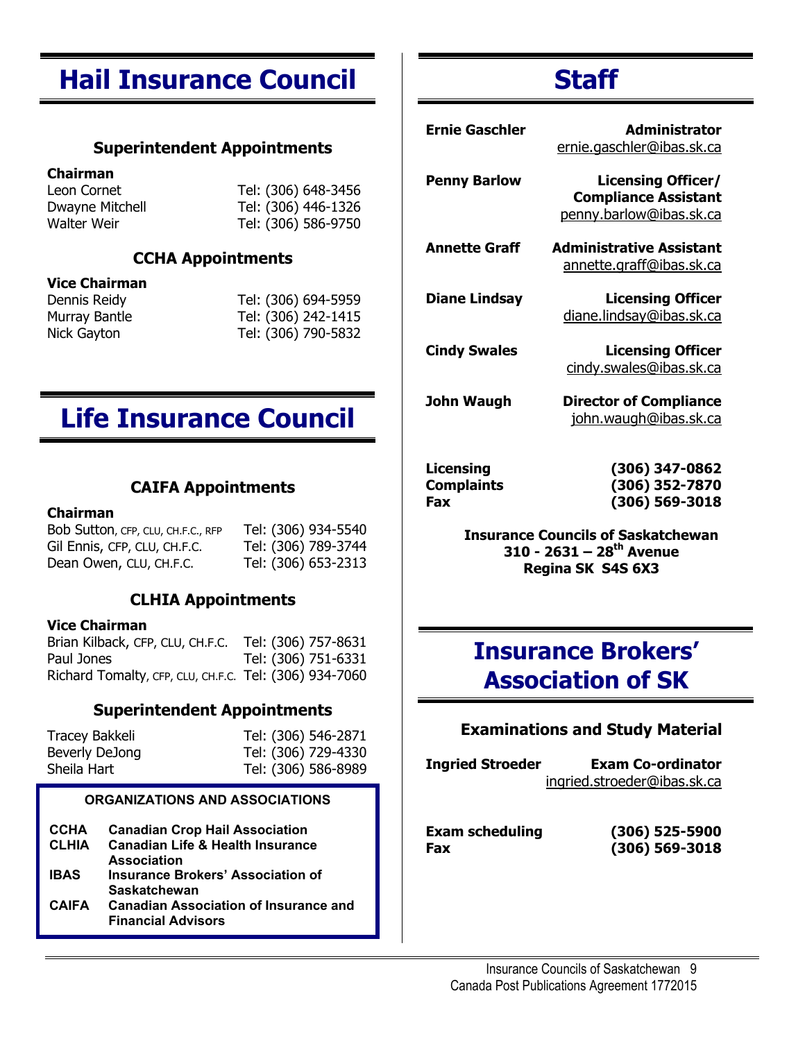# Hail Insurance Council

### Superintendent Appointments

**Chairman**

| | |
|---|---|
| Leon Cornet | Tel: (306) 648-3456 |
| Dwayne Mitchell | Tel: (306) 446-1326 |
| Walter Weir | Tel: (306) 586-9750 |

### CCHA Appointments

**Vice Chairman**

| | |
|---|---|
| Dennis Reidy | Tel: (306) 694-5959 |
| Murray Bantle | Tel: (306) 242-1415 |
| Nick Gayton | Tel: (306) 790-5832 |

# Life Insurance Council

### CAIFA Appointments

**Chairman**

| | |
|---|---|
| Bob Sutton, CFP, CLU, CH.F.C., RFP | Tel: (306) 934-5540 |
| Gil Ennis, CFP, CLU, CH.F.C. | Tel: (306) 789-3744 |
| Dean Owen, CLU, CH.F.C. | Tel: (306) 653-2313 |

### CLHIA Appointments

**Vice Chairman**

| | |
|---|---|
| Brian Kilback, CFP, CLU, CH.F.C. | Tel: (306) 757-8631 |
| Paul Jones | Tel: (306) 751-6331 |
| Richard Tomalty, CFP, CLU, CH.F.C. | Tel: (306) 934-7060 |

### Superintendent Appointments

| | |
|---|---|
| Tracey Bakkeli | Tel: (306) 546-2871 |
| Beverly DeJong | Tel: (306) 729-4330 |
| Sheila Hart | Tel: (306) 586-8989 |

**ORGANIZATIONS AND ASSOCIATIONS**

| | |
|---|---|
| **CCHA** | **Canadian Crop Hail Association** |
| **CLHIA** | **Canadian Life & Health Insurance Association** |
| **IBAS** | **Insurance Brokers' Association of Saskatchewan** |
| **CAIFA** | **Canadian Association of Insurance and Financial Advisors** |

# Staff

| | |
|---|---|
| **Ernie Gaschler** | **Administrator**<br>ernie.gaschler@ibas.sk.ca |
| **Penny Barlow** | **Licensing Officer/ Compliance Assistant**<br>penny.barlow@ibas.sk.ca |
| **Annette Graff** | **Administrative Assistant**<br>annette.graff@ibas.sk.ca |
| **Diane Lindsay** | **Licensing Officer**<br>diane.lindsay@ibas.sk.ca |
| **Cindy Swales** | **Licensing Officer**<br>cindy.swales@ibas.sk.ca |
| **John Waugh** | **Director of Compliance**<br>john.waugh@ibas.sk.ca |

| | |
|---|---|
| **Licensing** | **(306) 347-0862** |
| **Complaints** | **(306) 352-7870** |
| **Fax** | **(306) 569-3018** |

**Insurance Councils of Saskatchewan**
**310 - 2631 – 28th Avenue**
**Regina SK S4S 6X3**

# Insurance Brokers' Association of SK

### Examinations and Study Material

| | |
|---|---|
| **Ingried Stroeder** | **Exam Co-ordinator**<br>ingried.stroeder@ibas.sk.ca |

| | |
|---|---|
| **Exam scheduling** | **(306) 525-5900** |
| **Fax** | **(306) 569-3018** |

Canada Post Publications Agreement 1772015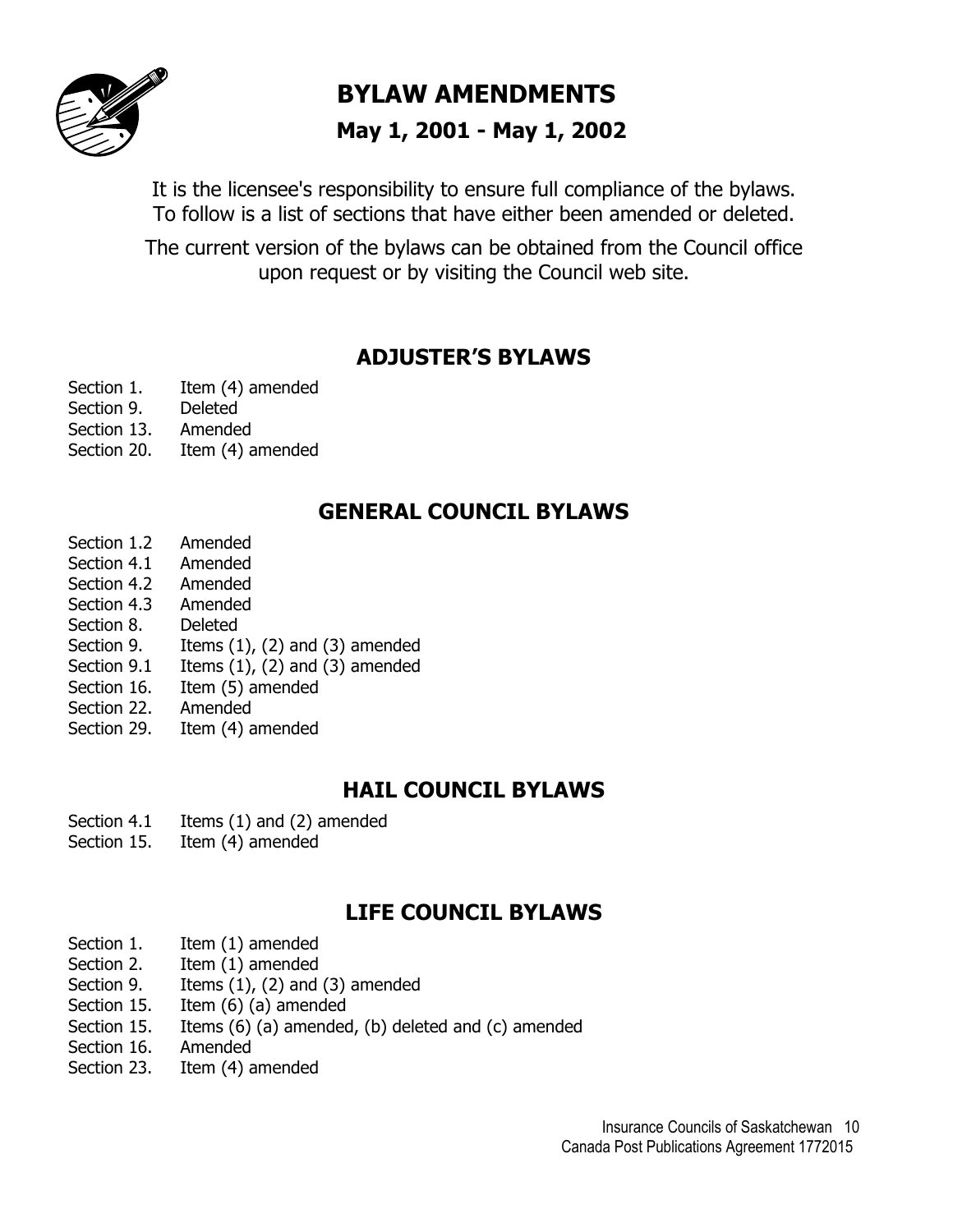# BYLAW AMENDMENTS

## May 1, 2001 - May 1, 2002

It is the licensee's responsibility to ensure full compliance of the bylaws. To follow is a list of sections that have either been amended or deleted.

The current version of the bylaws can be obtained from the Council office upon request or by visiting the Council web site.

## ADJUSTER'S BYLAWS

Section 1. Item (4) amended
Section 9. Deleted
Section 13. Amended
Section 20. Item (4) amended

## GENERAL COUNCIL BYLAWS

Section 1.2 Amended
Section 4.1 Amended
Section 4.2 Amended
Section 4.3 Amended
Section 8. Deleted
Section 9. Items (1), (2) and (3) amended
Section 9.1 Items (1), (2) and (3) amended
Section 16. Item (5) amended
Section 22. Amended
Section 29. Item (4) amended

## HAIL COUNCIL BYLAWS

Section 4.1 Items (1) and (2) amended
Section 15. Item (4) amended

## LIFE COUNCIL BYLAWS

Section 1. Item (1) amended
Section 2. Item (1) amended
Section 9. Items (1), (2) and (3) amended
Section 15. Item (6) (a) amended
Section 15. Items (6) (a) amended, (b) deleted and (c) amended
Section 16. Amended
Section 23. Item (4) amended

Canada Post Publications Agreement 1772015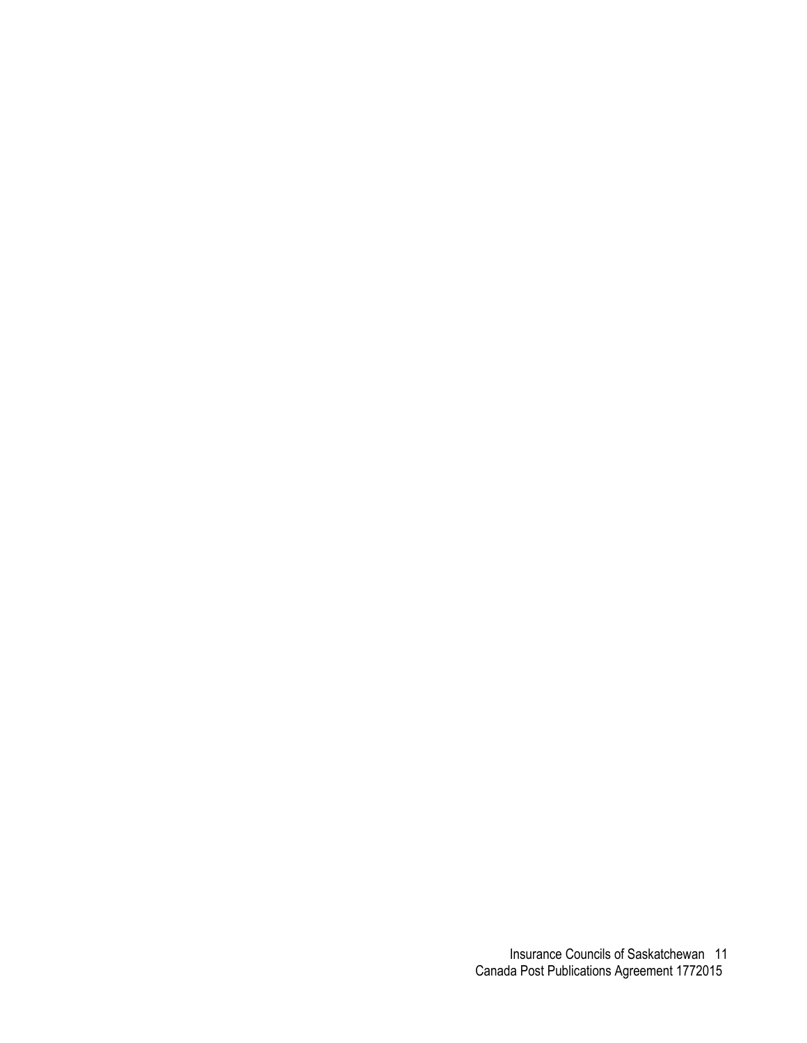Canada Post Publications Agreement 1772015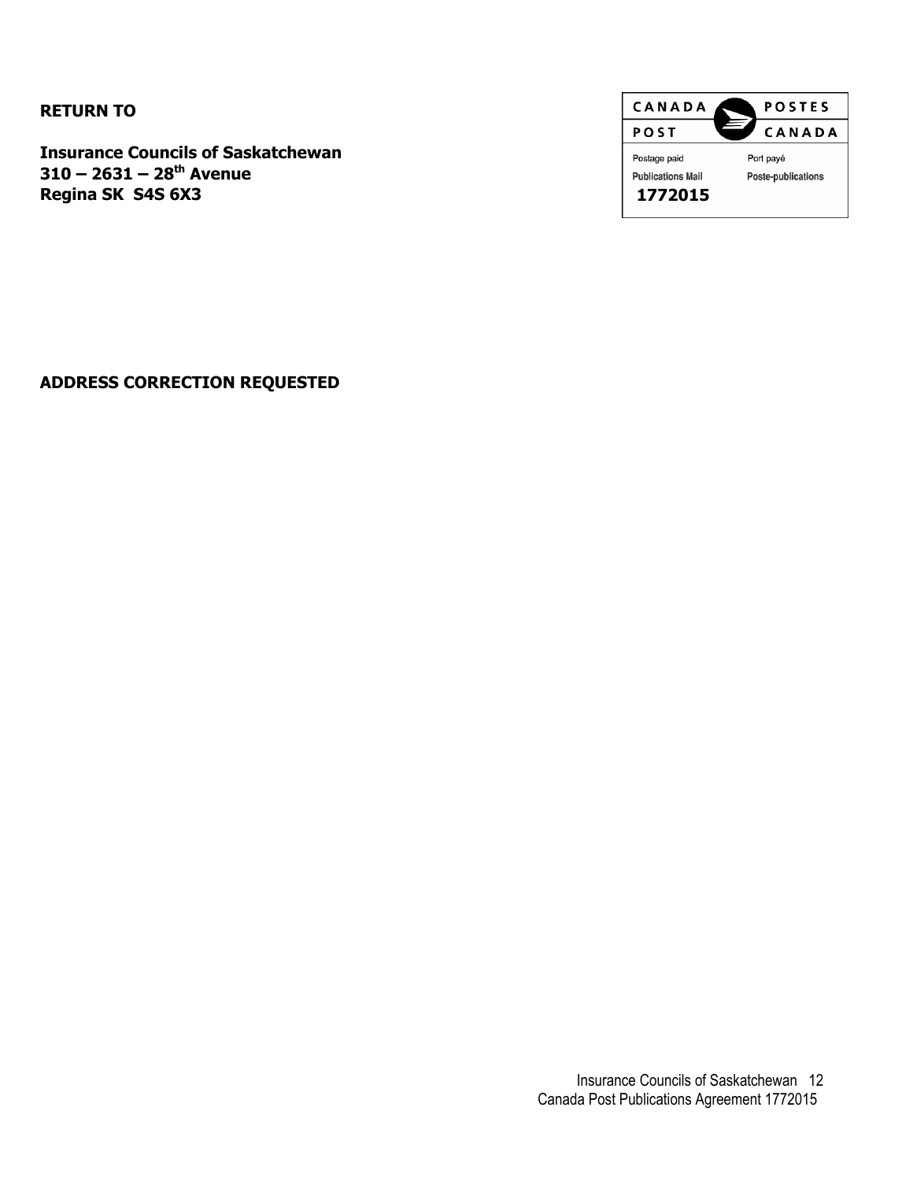**RETURN TO**

**Insurance Councils of Saskatchewan**
**310 – 2631 – 28th Avenue**
**Regina SK S4S 6X3**

CANADA POST | POSTES CANADA

Postage paid | Port payé
Publications Mail | Poste-publications
**1772015**

**ADDRESS CORRECTION REQUESTED**

Canada Post Publications Agreement 1772015